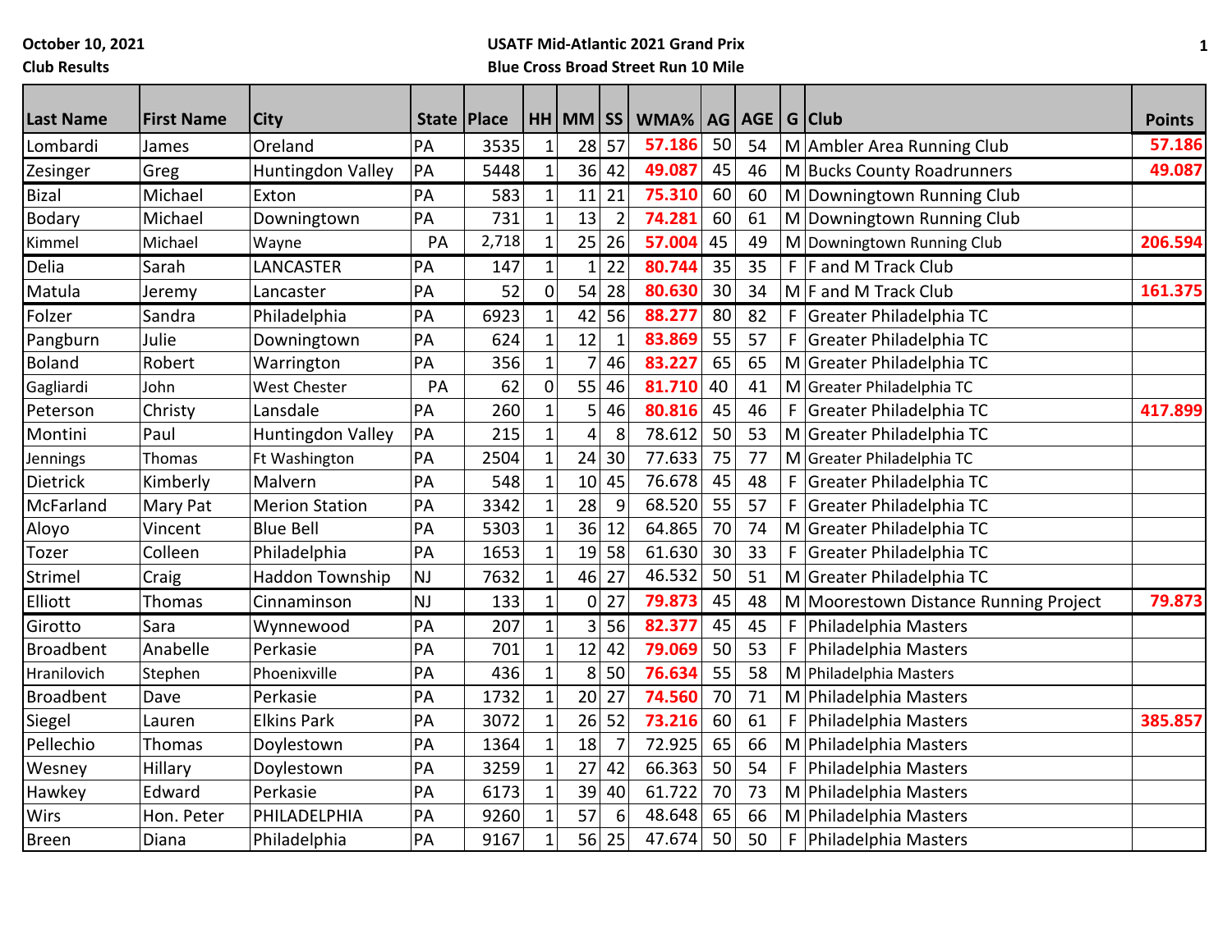October 10, 2021

Club Results

**USATF Mid-Atlantic 2021 Grand Prix**

**Blue Cross Broad Street Run 10 Mile**

| Last Name | First Name | City | State | Place | HH | MM | SS | WMA% | AG | AGE | G | Club | Points |
|---|---|---|---|---|---|---|---|---|---|---|---|---|---|
| Lombardi | James | Oreland | PA | 3535 | 1 | 28 | 57 | 57.186 | 50 | 54 | M | Ambler Area Running Club | 57.186 |
| Zesinger | Greg | Huntingdon Valley | PA | 5448 | 1 | 36 | 42 | 49.087 | 45 | 46 | M | Bucks County Roadrunners | 49.087 |
| Bizal | Michael | Exton | PA | 583 | 1 | 11 | 21 | 75.310 | 60 | 60 | M | Downingtown Running Club | |
| Bodary | Michael | Downingtown | PA | 731 | 1 | 13 | 2 | 74.281 | 60 | 61 | M | Downingtown Running Club | |
| Kimmel | Michael | Wayne | PA | 2,718 | 1 | 25 | 26 | 57.004 | 45 | 49 | M | Downingtown Running Club | 206.594 |
| Delia | Sarah | LANCASTER | PA | 147 | 1 | 1 | 22 | 80.744 | 35 | 35 | F | F and M Track Club | |
| Matula | Jeremy | Lancaster | PA | 52 | 0 | 54 | 28 | 80.630 | 30 | 34 | M | F and M Track Club | 161.375 |
| Folzer | Sandra | Philadelphia | PA | 6923 | 1 | 42 | 56 | 88.277 | 80 | 82 | F | Greater Philadelphia TC | |
| Pangburn | Julie | Downingtown | PA | 624 | 1 | 12 | 1 | 83.869 | 55 | 57 | F | Greater Philadelphia TC | |
| Boland | Robert | Warrington | PA | 356 | 1 | 7 | 46 | 83.227 | 65 | 65 | M | Greater Philadelphia TC | |
| Gagliardi | John | West Chester | PA | 62 | 0 | 55 | 46 | 81.710 | 40 | 41 | M | Greater Philadelphia TC | |
| Peterson | Christy | Lansdale | PA | 260 | 1 | 5 | 46 | 80.816 | 45 | 46 | F | Greater Philadelphia TC | 417.899 |
| Montini | Paul | Huntingdon Valley | PA | 215 | 1 | 4 | 8 | 78.612 | 50 | 53 | M | Greater Philadelphia TC | |
| Jennings | Thomas | Ft Washington | PA | 2504 | 1 | 24 | 30 | 77.633 | 75 | 77 | M | Greater Philadelphia TC | |
| Dietrick | Kimberly | Malvern | PA | 548 | 1 | 10 | 45 | 76.678 | 45 | 48 | F | Greater Philadelphia TC | |
| McFarland | Mary Pat | Merion Station | PA | 3342 | 1 | 28 | 9 | 68.520 | 55 | 57 | F | Greater Philadelphia TC | |
| Aloyo | Vincent | Blue Bell | PA | 5303 | 1 | 36 | 12 | 64.865 | 70 | 74 | M | Greater Philadelphia TC | |
| Tozer | Colleen | Philadelphia | PA | 1653 | 1 | 19 | 58 | 61.630 | 30 | 33 | F | Greater Philadelphia TC | |
| Strimel | Craig | Haddon Township | NJ | 7632 | 1 | 46 | 27 | 46.532 | 50 | 51 | M | Greater Philadelphia TC | |
| Elliott | Thomas | Cinnaminson | NJ | 133 | 1 | 0 | 27 | 79.873 | 45 | 48 | M | Moorestown Distance Running Project | 79.873 |
| Girotto | Sara | Wynnewood | PA | 207 | 1 | 3 | 56 | 82.377 | 45 | 45 | F | Philadelphia Masters | |
| Broadbent | Anabelle | Perkasie | PA | 701 | 1 | 12 | 42 | 79.069 | 50 | 53 | F | Philadelphia Masters | |
| Hranilovich | Stephen | Phoenixville | PA | 436 | 1 | 8 | 50 | 76.634 | 55 | 58 | M | Philadelphia Masters | |
| Broadbent | Dave | Perkasie | PA | 1732 | 1 | 20 | 27 | 74.560 | 70 | 71 | M | Philadelphia Masters | |
| Siegel | Lauren | Elkins Park | PA | 3072 | 1 | 26 | 52 | 73.216 | 60 | 61 | F | Philadelphia Masters | 385.857 |
| Pellechio | Thomas | Doylestown | PA | 1364 | 1 | 18 | 7 | 72.925 | 65 | 66 | M | Philadelphia Masters | |
| Wesney | Hillary | Doylestown | PA | 3259 | 1 | 27 | 42 | 66.363 | 50 | 54 | F | Philadelphia Masters | |
| Hawkey | Edward | Perkasie | PA | 6173 | 1 | 39 | 40 | 61.722 | 70 | 73 | M | Philadelphia Masters | |
| Wirs | Hon. Peter | PHILADELPHIA | PA | 9260 | 1 | 57 | 6 | 48.648 | 65 | 66 | M | Philadelphia Masters | |
| Breen | Diana | Philadelphia | PA | 9167 | 1 | 56 | 25 | 47.674 | 50 | 50 | F | Philadelphia Masters | |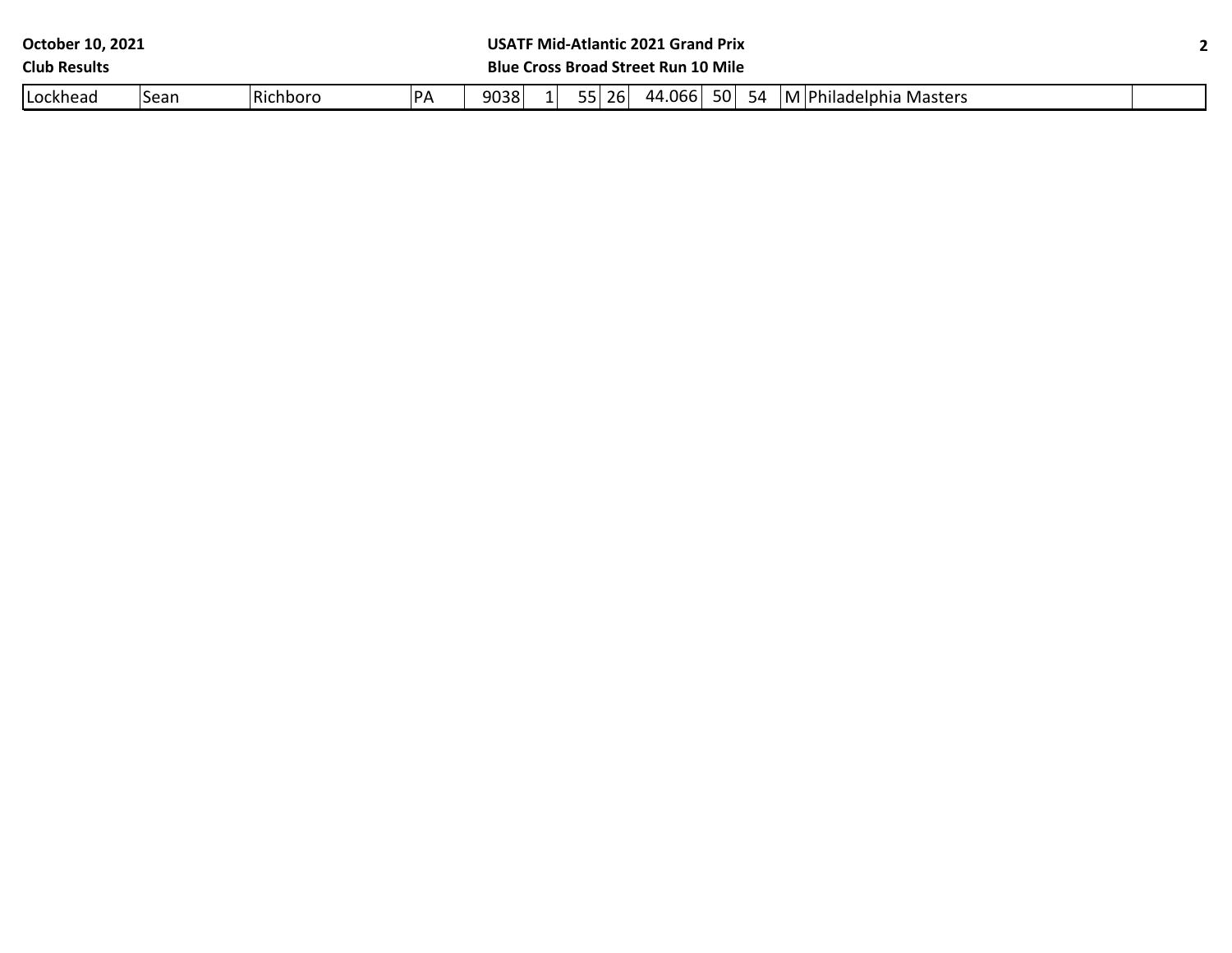| | | | | | | | | | | | | | |
|---|---|---|---|---|---|---|---|---|---|---|---|---|---|
| Lockhead | Sean | Richboro | PA | 9038 | 1 | 55 | 26 | 44.066 | 50 | 54 | M | Philadelphia Masters | |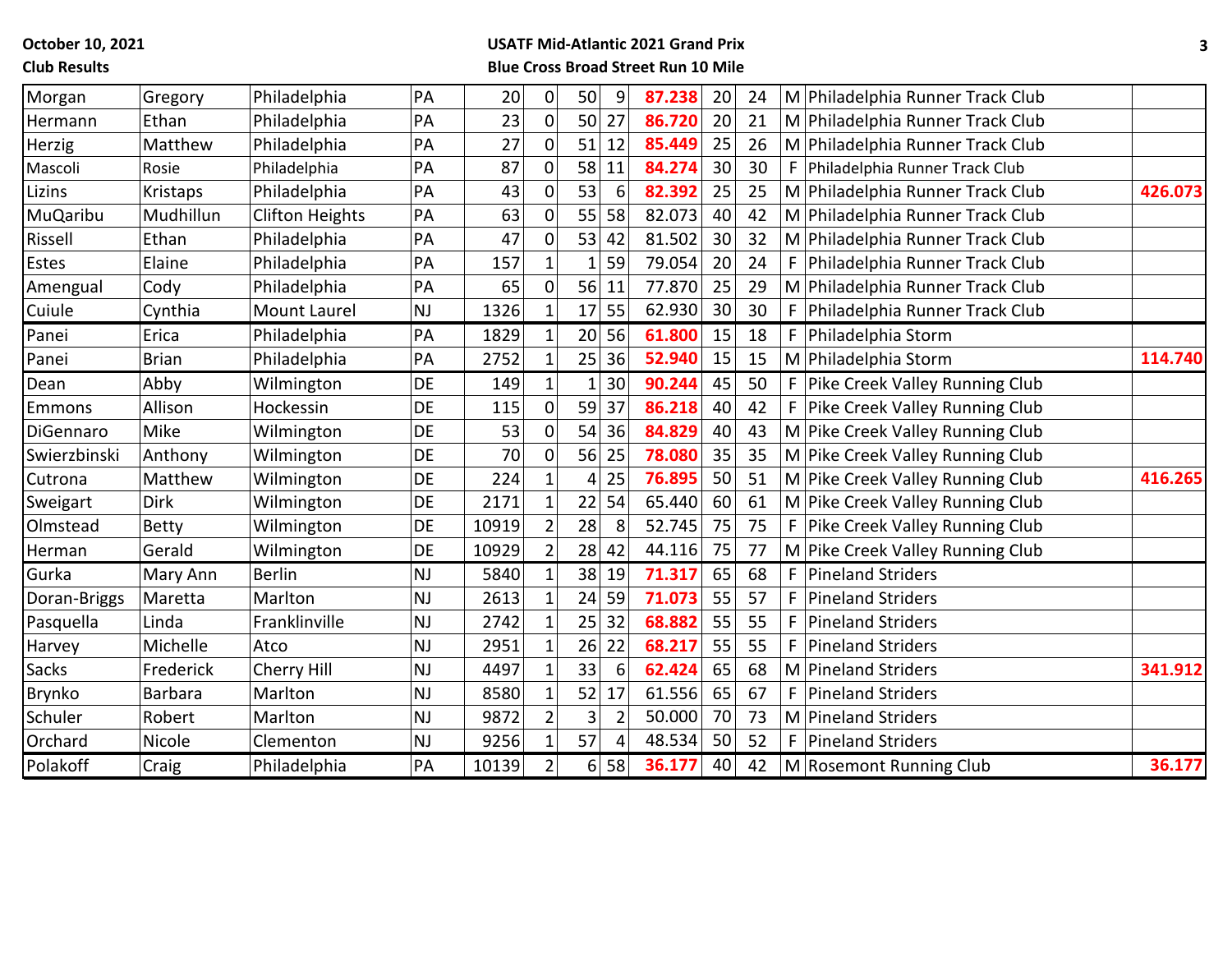October 10, 2021
**Club Results**

**USATF Mid-Atlantic 2021 Grand Prix**
**Blue Cross Broad Street Run 10 Mile**

| | | | | | | | | | | | | | |
|---|---|---|---|---|---|---|---|---|---|---|---|---|---|
| Morgan | Gregory | Philadelphia | PA | 20 | 0 | 50 | 9 | **87.238** | 20 | 24 | M | Philadelphia Runner Track Club | |
| Hermann | Ethan | Philadelphia | PA | 23 | 0 | 50 | 27 | **86.720** | 20 | 21 | M | Philadelphia Runner Track Club | |
| Herzig | Matthew | Philadelphia | PA | 27 | 0 | 51 | 12 | **85.449** | 25 | 26 | M | Philadelphia Runner Track Club | |
| Mascoli | Rosie | Philadelphia | PA | 87 | 0 | 58 | 11 | **84.274** | 30 | 30 | F | Philadelphia Runner Track Club | |
| Lizins | Kristaps | Philadelphia | PA | 43 | 0 | 53 | 6 | **82.392** | 25 | 25 | M | Philadelphia Runner Track Club | **426.073** |
| MuQaribu | Mudhillun | Clifton Heights | PA | 63 | 0 | 55 | 58 | 82.073 | 40 | 42 | M | Philadelphia Runner Track Club | |
| Rissell | Ethan | Philadelphia | PA | 47 | 0 | 53 | 42 | 81.502 | 30 | 32 | M | Philadelphia Runner Track Club | |
| Estes | Elaine | Philadelphia | PA | 157 | 1 | 1 | 59 | 79.054 | 20 | 24 | F | Philadelphia Runner Track Club | |
| Amengual | Cody | Philadelphia | PA | 65 | 0 | 56 | 11 | 77.870 | 25 | 29 | M | Philadelphia Runner Track Club | |
| Cuiule | Cynthia | Mount Laurel | NJ | 1326 | 1 | 17 | 55 | 62.930 | 30 | 30 | F | Philadelphia Runner Track Club | |
| Panei | Erica | Philadelphia | PA | 1829 | 1 | 20 | 56 | **61.800** | 15 | 18 | F | Philadelphia Storm | |
| Panei | Brian | Philadelphia | PA | 2752 | 1 | 25 | 36 | **52.940** | 15 | 15 | M | Philadelphia Storm | **114.740** |
| Dean | Abby | Wilmington | DE | 149 | 1 | 1 | 30 | **90.244** | 45 | 50 | F | Pike Creek Valley Running Club | |
| Emmons | Allison | Hockessin | DE | 115 | 0 | 59 | 37 | **86.218** | 40 | 42 | F | Pike Creek Valley Running Club | |
| DiGennaro | Mike | Wilmington | DE | 53 | 0 | 54 | 36 | **84.829** | 40 | 43 | M | Pike Creek Valley Running Club | |
| Swierzbinski | Anthony | Wilmington | DE | 70 | 0 | 56 | 25 | **78.080** | 35 | 35 | M | Pike Creek Valley Running Club | |
| Cutrona | Matthew | Wilmington | DE | 224 | 1 | 4 | 25 | **76.895** | 50 | 51 | M | Pike Creek Valley Running Club | **416.265** |
| Sweigart | Dirk | Wilmington | DE | 2171 | 1 | 22 | 54 | 65.440 | 60 | 61 | M | Pike Creek Valley Running Club | |
| Olmstead | Betty | Wilmington | DE | 10919 | 2 | 28 | 8 | 52.745 | 75 | 75 | F | Pike Creek Valley Running Club | |
| Herman | Gerald | Wilmington | DE | 10929 | 2 | 28 | 42 | 44.116 | 75 | 77 | M | Pike Creek Valley Running Club | |
| Gurka | Mary Ann | Berlin | NJ | 5840 | 1 | 38 | 19 | **71.317** | 65 | 68 | F | Pineland Striders | |
| Doran-Briggs | Maretta | Marlton | NJ | 2613 | 1 | 24 | 59 | **71.073** | 55 | 57 | F | Pineland Striders | |
| Pasquella | Linda | Franklinville | NJ | 2742 | 1 | 25 | 32 | **68.882** | 55 | 55 | F | Pineland Striders | |
| Harvey | Michelle | Atco | NJ | 2951 | 1 | 26 | 22 | **68.217** | 55 | 55 | F | Pineland Striders | |
| Sacks | Frederick | Cherry Hill | NJ | 4497 | 1 | 33 | 6 | **62.424** | 65 | 68 | M | Pineland Striders | **341.912** |
| Brynko | Barbara | Marlton | NJ | 8580 | 1 | 52 | 17 | 61.556 | 65 | 67 | F | Pineland Striders | |
| Schuler | Robert | Marlton | NJ | 9872 | 2 | 3 | 2 | 50.000 | 70 | 73 | M | Pineland Striders | |
| Orchard | Nicole | Clementon | NJ | 9256 | 1 | 57 | 4 | 48.534 | 50 | 52 | F | Pineland Striders | |
| Polakoff | Craig | Philadelphia | PA | 10139 | 2 | 6 | 58 | **36.177** | 40 | 42 | M | Rosemont Running Club | **36.177** |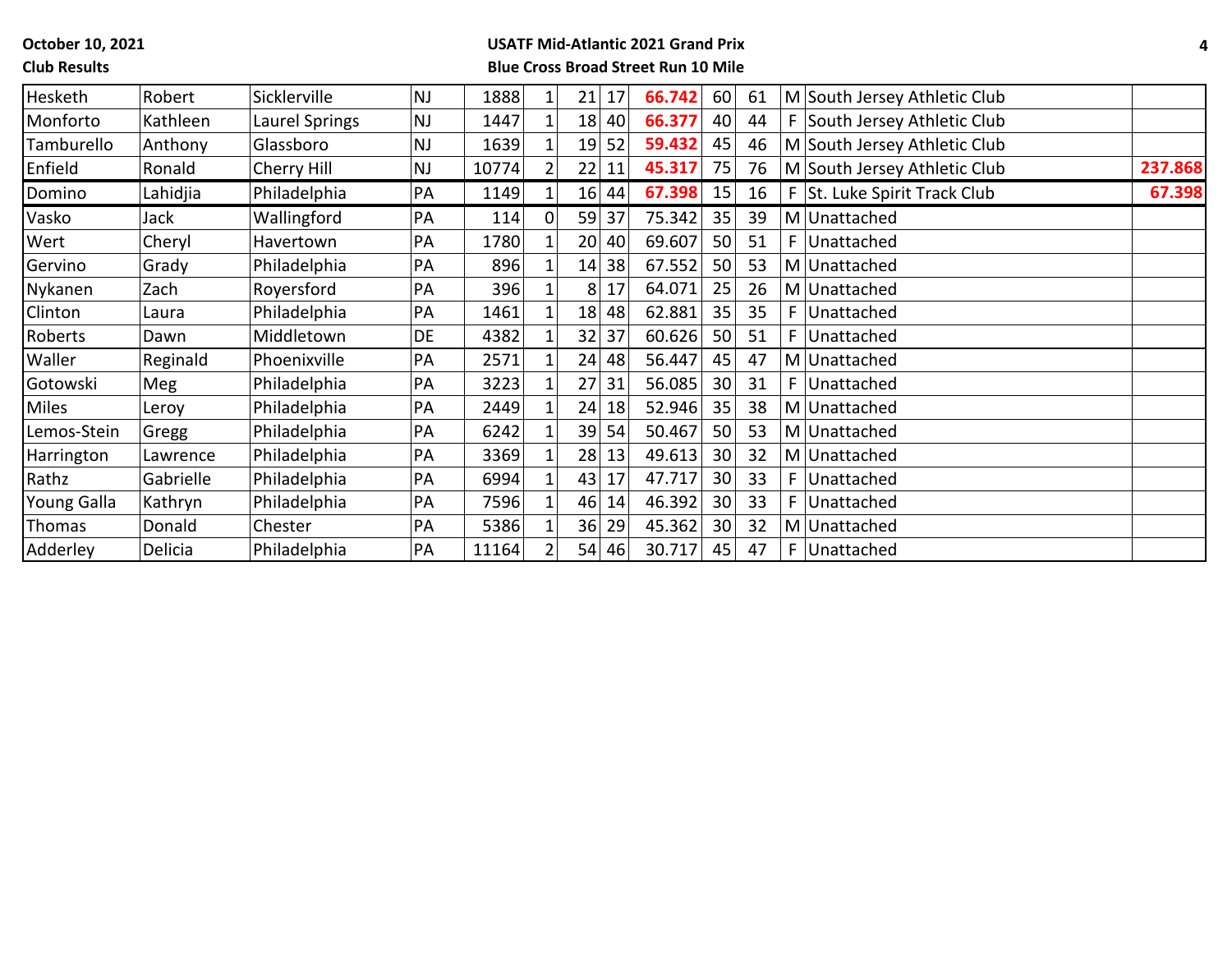**October 10, 2021**

**Club Results**

**USATF Mid-Atlantic 2021 Grand Prix**

**Blue Cross Broad Street Run 10 Mile**

| | | | | | | | | | | | | | |
|---|---|---|---|---|---|---|---|---|---|---|---|---|---|
| Hesketh | Robert | Sicklerville | NJ | 1888 | 1 | 21 | 17 | **66.742** | 60 | 61 | M | South Jersey Athletic Club | |
| Monforto | Kathleen | Laurel Springs | NJ | 1447 | 1 | 18 | 40 | **66.377** | 40 | 44 | F | South Jersey Athletic Club | |
| Tamburello | Anthony | Glassboro | NJ | 1639 | 1 | 19 | 52 | **59.432** | 45 | 46 | M | South Jersey Athletic Club | |
| Enfield | Ronald | Cherry Hill | NJ | 10774 | 2 | 22 | 11 | **45.317** | 75 | 76 | M | South Jersey Athletic Club | **237.868** |
| Domino | Lahidjia | Philadelphia | PA | 1149 | 1 | 16 | 44 | **67.398** | 15 | 16 | F | St. Luke Spirit Track Club | **67.398** |
| Vasko | Jack | Wallingford | PA | 114 | 0 | 59 | 37 | 75.342 | 35 | 39 | M | Unattached | |
| Wert | Cheryl | Havertown | PA | 1780 | 1 | 20 | 40 | 69.607 | 50 | 51 | F | Unattached | |
| Gervino | Grady | Philadelphia | PA | 896 | 1 | 14 | 38 | 67.552 | 50 | 53 | M | Unattached | |
| Nykanen | Zach | Royersford | PA | 396 | 1 | 8 | 17 | 64.071 | 25 | 26 | M | Unattached | |
| Clinton | Laura | Philadelphia | PA | 1461 | 1 | 18 | 48 | 62.881 | 35 | 35 | F | Unattached | |
| Roberts | Dawn | Middletown | DE | 4382 | 1 | 32 | 37 | 60.626 | 50 | 51 | F | Unattached | |
| Waller | Reginald | Phoenixville | PA | 2571 | 1 | 24 | 48 | 56.447 | 45 | 47 | M | Unattached | |
| Gotowski | Meg | Philadelphia | PA | 3223 | 1 | 27 | 31 | 56.085 | 30 | 31 | F | Unattached | |
| Miles | Leroy | Philadelphia | PA | 2449 | 1 | 24 | 18 | 52.946 | 35 | 38 | M | Unattached | |
| Lemos-Stein | Gregg | Philadelphia | PA | 6242 | 1 | 39 | 54 | 50.467 | 50 | 53 | M | Unattached | |
| Harrington | Lawrence | Philadelphia | PA | 3369 | 1 | 28 | 13 | 49.613 | 30 | 32 | M | Unattached | |
| Rathz | Gabrielle | Philadelphia | PA | 6994 | 1 | 43 | 17 | 47.717 | 30 | 33 | F | Unattached | |
| Young Galla | Kathryn | Philadelphia | PA | 7596 | 1 | 46 | 14 | 46.392 | 30 | 33 | F | Unattached | |
| Thomas | Donald | Chester | PA | 5386 | 1 | 36 | 29 | 45.362 | 30 | 32 | M | Unattached | |
| Adderley | Delicia | Philadelphia | PA | 11164 | 2 | 54 | 46 | 30.717 | 45 | 47 | F | Unattached | |